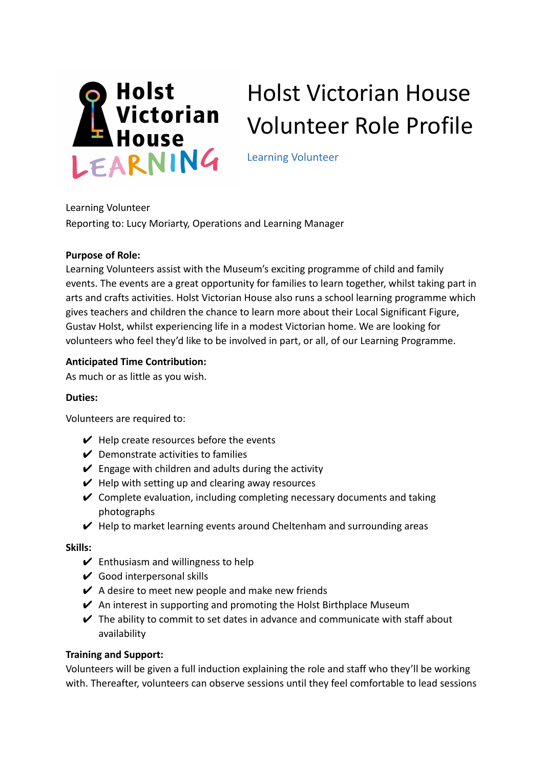Holst Victorian House

LEARNING

# Holst Victorian House Volunteer Role Profile

Learning Volunteer

Learning Volunteer
Reporting to: Lucy Moriarty, Operations and Learning Manager

**Purpose of Role:**
Learning Volunteers assist with the Museum's exciting programme of child and family events. The events are a great opportunity for families to learn together, whilst taking part in arts and crafts activities. Holst Victorian House also runs a school learning programme which gives teachers and children the chance to learn more about their Local Significant Figure, Gustav Holst, whilst experiencing life in a modest Victorian home. We are looking for volunteers who feel they'd like to be involved in part, or all, of our Learning Programme.

**Anticipated Time Contribution:**
As much or as little as you wish.

**Duties:**

Volunteers are required to:

- ✔ Help create resources before the events
- ✔ Demonstrate activities to families
- ✔ Engage with children and adults during the activity
- ✔ Help with setting up and clearing away resources
- ✔ Complete evaluation, including completing necessary documents and taking photographs
- ✔ Help to market learning events around Cheltenham and surrounding areas

**Skills:**

- ✔ Enthusiasm and willingness to help
- ✔ Good interpersonal skills
- ✔ A desire to meet new people and make new friends
- ✔ An interest in supporting and promoting the Holst Birthplace Museum
- ✔ The ability to commit to set dates in advance and communicate with staff about availability

**Training and Support:**
Volunteers will be given a full induction explaining the role and staff who they'll be working with. Thereafter, volunteers can observe sessions until they feel comfortable to lead sessions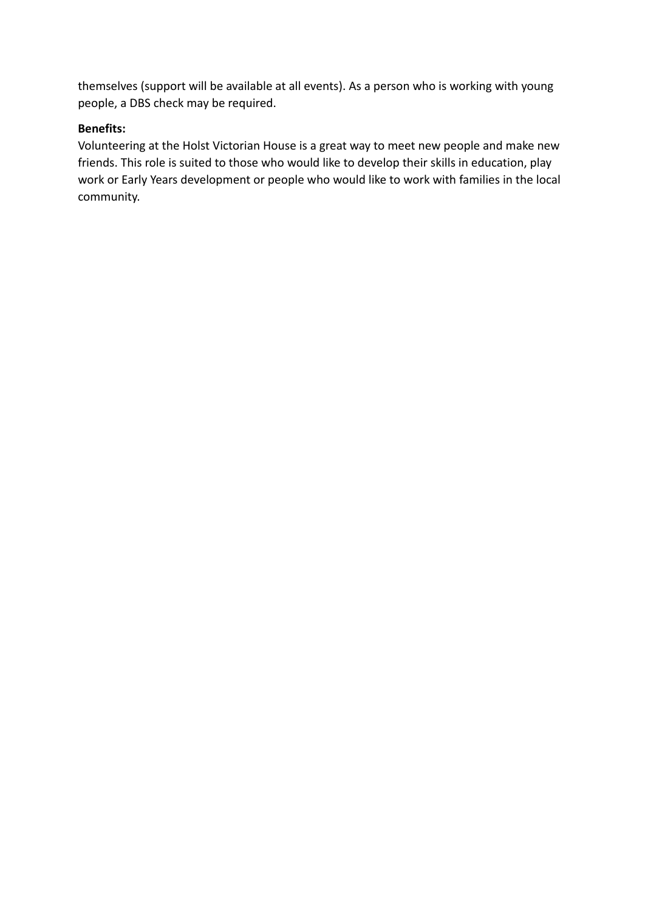themselves (support will be available at all events). As a person who is working with young people, a DBS check may be required.

**Benefits:**

Volunteering at the Holst Victorian House is a great way to meet new people and make new friends. This role is suited to those who would like to develop their skills in education, play work or Early Years development or people who would like to work with families in the local community.